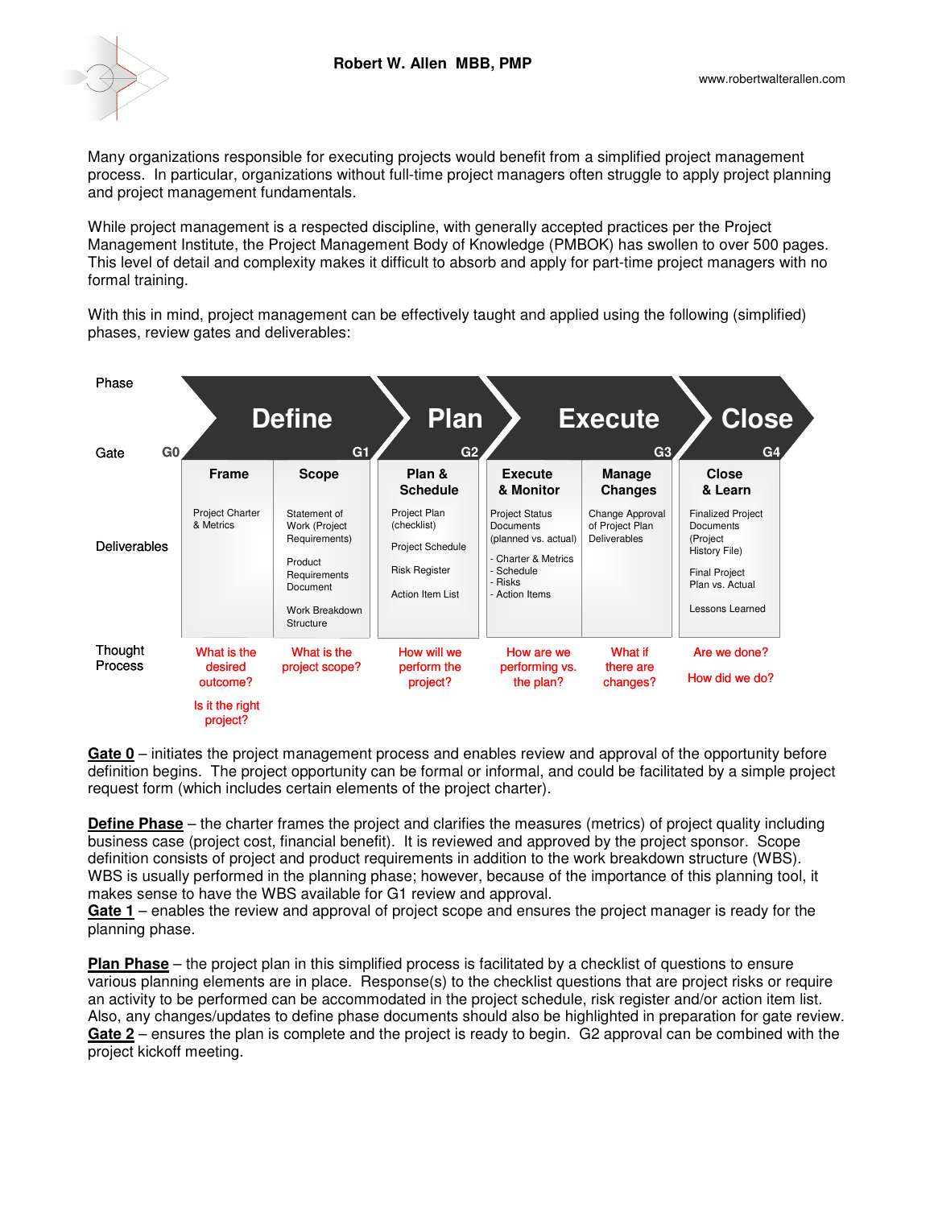Robert W. Allen MBB, PMP

www.robertwalterallen.com

Many organizations responsible for executing projects would benefit from a simplified project management process. In particular, organizations without full-time project managers often struggle to apply project planning and project management fundamentals.

While project management is a respected discipline, with generally accepted practices per the Project Management Institute, the Project Management Body of Knowledge (PMBOK) has swollen to over 500 pages. This level of detail and complexity makes it difficult to absorb and apply for part-time project managers with no formal training.

With this in mind, project management can be effectively taught and applied using the following (simplified) phases, review gates and deliverables:

| Phase | Define | | Plan | Execute | | Close |
|---|---|---|---|---|---|---|
| Gate | G0 | G1 | G2 | | G3 | G4 |
| | **Frame** | **Scope** | **Plan & Schedule** | **Execute & Monitor** | **Manage Changes** | **Close & Learn** |
| Deliverables | Project Charter & Metrics | Statement of Work (Project Requirements)<br><br>Product Requirements Document<br><br>Work Breakdown Structure | Project Plan (checklist)<br><br>Project Schedule<br><br>Risk Register<br><br>Action Item List | Project Status Documents (planned vs. actual)<br><br>- Charter & Metrics<br>- Schedule<br>- Risks<br>- Action Items | Change Approval of Project Plan Deliverables | Finalized Project Documents (Project History File)<br><br>Final Project Plan vs. Actual<br><br>Lessons Learned |
| Thought Process | What is the desired outcome?<br><br>Is it the right project? | What is the project scope? | How will we perform the project? | How are we performing vs. the plan? | What if there are changes? | Are we done?<br><br>How did we do? |

**Gate 0** – initiates the project management process and enables review and approval of the opportunity before definition begins. The project opportunity can be formal or informal, and could be facilitated by a simple project request form (which includes certain elements of the project charter).

**Define Phase** – the charter frames the project and clarifies the measures (metrics) of project quality including business case (project cost, financial benefit). It is reviewed and approved by the project sponsor. Scope definition consists of project and product requirements in addition to the work breakdown structure (WBS). WBS is usually performed in the planning phase; however, because of the importance of this planning tool, it makes sense to have the WBS available for G1 review and approval.
**Gate 1** – enables the review and approval of project scope and ensures the project manager is ready for the planning phase.

**Plan Phase** – the project plan in this simplified process is facilitated by a checklist of questions to ensure various planning elements are in place. Response(s) to the checklist questions that are project risks or require an activity to be performed can be accommodated in the project schedule, risk register and/or action item list. Also, any changes/updates to define phase documents should also be highlighted in preparation for gate review.
**Gate 2** – ensures the plan is complete and the project is ready to begin. G2 approval can be combined with the project kickoff meeting.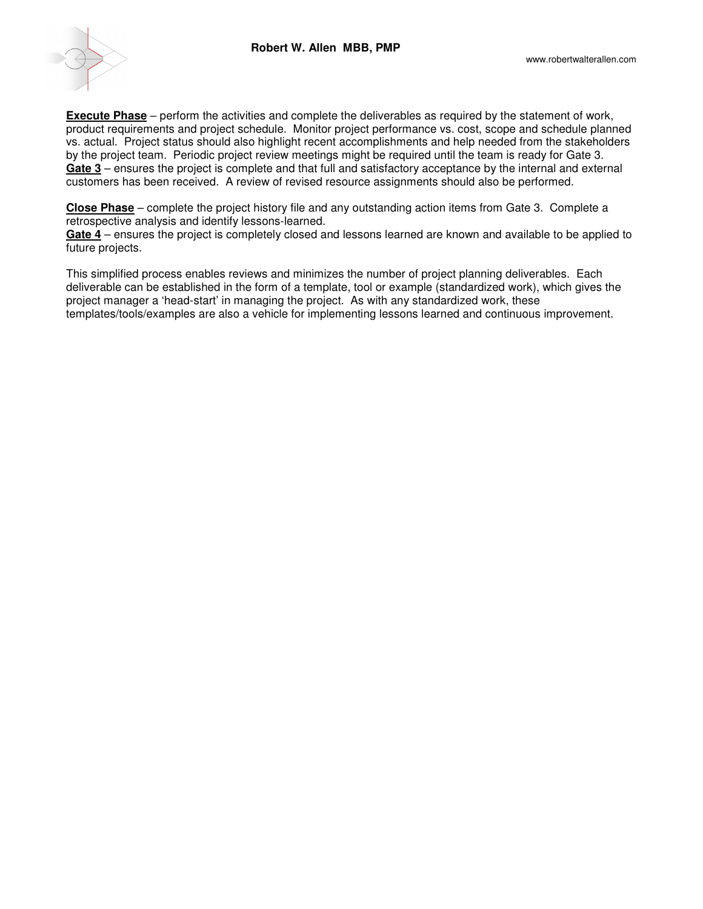**Execute Phase** – perform the activities and complete the deliverables as required by the statement of work, product requirements and project schedule. Monitor project performance vs. cost, scope and schedule planned vs. actual. Project status should also highlight recent accomplishments and help needed from the stakeholders by the project team. Periodic project review meetings might be required until the team is ready for Gate 3.
**Gate 3** – ensures the project is complete and that full and satisfactory acceptance by the internal and external customers has been received. A review of revised resource assignments should also be performed.

**Close Phase** – complete the project history file and any outstanding action items from Gate 3. Complete a retrospective analysis and identify lessons-learned.
**Gate 4** – ensures the project is completely closed and lessons learned are known and available to be applied to future projects.

This simplified process enables reviews and minimizes the number of project planning deliverables. Each deliverable can be established in the form of a template, tool or example (standardized work), which gives the project manager a 'head-start' in managing the project. As with any standardized work, these templates/tools/examples are also a vehicle for implementing lessons learned and continuous improvement.